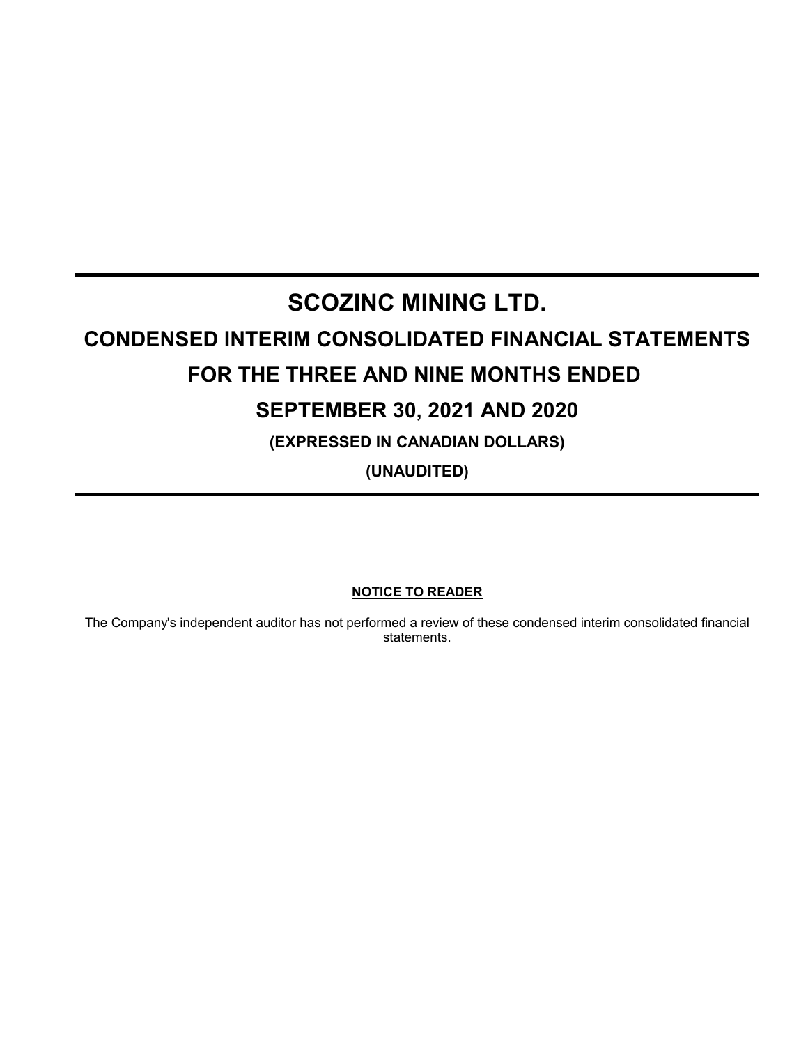# SCOZINC MINING LTD.

## CONDENSED INTERIM CONSOLIDATED FINANCIAL STATEMENTS

## FOR THE THREE AND NINE MONTHS ENDED

## SEPTEMBER 30, 2021 AND 2020

**(EXPRESSED IN CANADIAN DOLLARS)**

**(UNAUDITED)**

**NOTICE TO READER**

The Company's independent auditor has not performed a review of these condensed interim consolidated financial statements.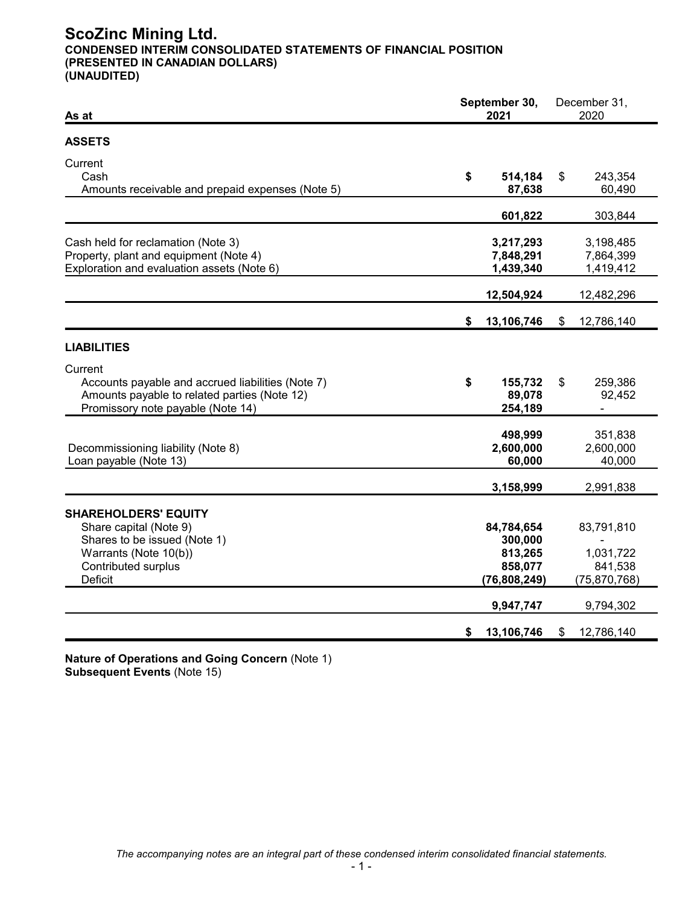# ScoZinc Mining Ltd.

**CONDENSED INTERIM CONSOLIDATED STATEMENTS OF FINANCIAL POSITION**
**(PRESENTED IN CANADIAN DOLLARS)**
**(UNAUDITED)**

| As at | September 30, 2021 | December 31, 2020 |
|---|---|---|
| **ASSETS** | | |
| Current | | |
| Cash | **$ 514,184** | $ 243,354 |
| Amounts receivable and prepaid expenses (Note 5) | **87,638** | 60,490 |
| | **601,822** | 303,844 |
| Cash held for reclamation (Note 3) | **3,217,293** | 3,198,485 |
| Property, plant and equipment (Note 4) | **7,848,291** | 7,864,399 |
| Exploration and evaluation assets (Note 6) | **1,439,340** | 1,419,412 |
| | **12,504,924** | 12,482,296 |
| | **$ 13,106,746** | $ 12,786,140 |
| **LIABILITIES** | | |
| Current | | |
| Accounts payable and accrued liabilities (Note 7) | **$ 155,732** | $ 259,386 |
| Amounts payable to related parties (Note 12) | **89,078** | 92,452 |
| Promissory note payable (Note 14) | **254,189** | - |
| | **498,999** | 351,838 |
| Decommissioning liability (Note 8) | **2,600,000** | 2,600,000 |
| Loan payable (Note 13) | **60,000** | 40,000 |
| | **3,158,999** | 2,991,838 |
| **SHAREHOLDERS' EQUITY** | | |
| Share capital (Note 9) | **84,784,654** | 83,791,810 |
| Shares to be issued (Note 1) | **300,000** | - |
| Warrants (Note 10(b)) | **813,265** | 1,031,722 |
| Contributed surplus | **858,077** | 841,538 |
| Deficit | **(76,808,249)** | (75,870,768) |
| | **9,947,747** | 9,794,302 |
| | **$ 13,106,746** | $ 12,786,140 |

**Nature of Operations and Going Concern** (Note 1)
**Subsequent Events** (Note 15)

*The accompanying notes are an integral part of these condensed interim consolidated financial statements.*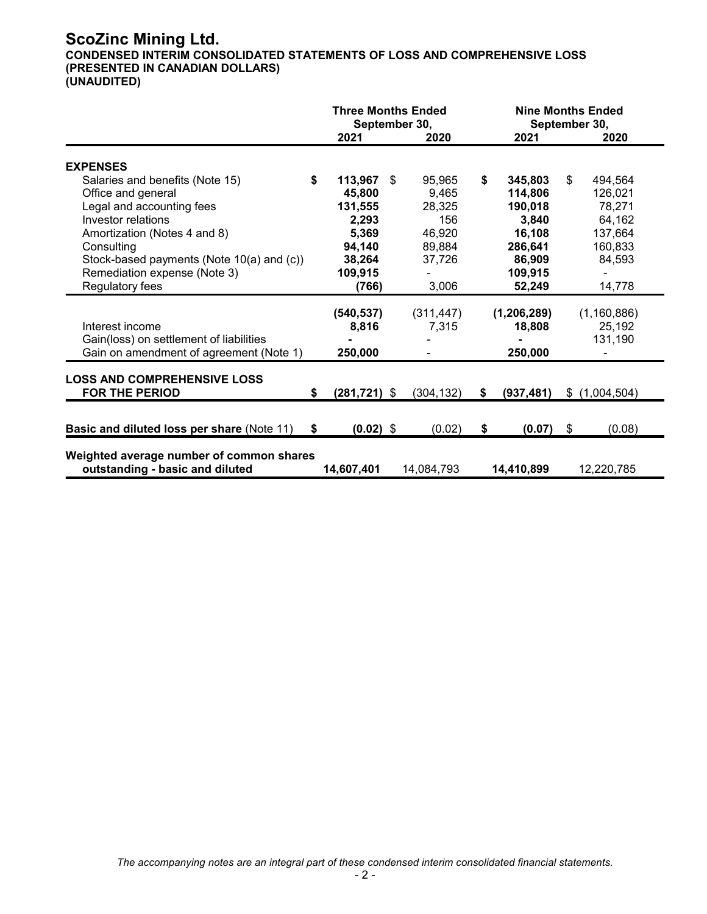# ScoZinc Mining Ltd.

**CONDENSED INTERIM CONSOLIDATED STATEMENTS OF LOSS AND COMPREHENSIVE LOSS**
**(PRESENTED IN CANADIAN DOLLARS)**
**(UNAUDITED)**

| | Three Months Ended September 30, | | Nine Months Ended September 30, | |
|---|---|---|---|---|
| | 2021 | 2020 | 2021 | 2020 |
| **EXPENSES** | | | | |
| Salaries and benefits (Note 15) | **$ 113,967** | $ 95,965 | **$ 345,803** | $ 494,564 |
| Office and general | **45,800** | 9,465 | **114,806** | 126,021 |
| Legal and accounting fees | **131,555** | 28,325 | **190,018** | 78,271 |
| Investor relations | **2,293** | 156 | **3,840** | 64,162 |
| Amortization (Notes 4 and 8) | **5,369** | 46,920 | **16,108** | 137,664 |
| Consulting | **94,140** | 89,884 | **286,641** | 160,833 |
| Stock-based payments (Note 10(a) and (c)) | **38,264** | 37,726 | **86,909** | 84,593 |
| Remediation expense (Note 3) | **109,915** | - | **109,915** | - |
| Regulatory fees | **(766)** | 3,006 | **52,249** | 14,778 |
| | **(540,537)** | (311,447) | **(1,206,289)** | (1,160,886) |
| Interest income | **8,816** | 7,315 | **18,808** | 25,192 |
| Gain(loss) on settlement of liabilities | **-** | - | **-** | 131,190 |
| Gain on amendment of agreement (Note 1) | **250,000** | - | **250,000** | - |
| **LOSS AND COMPREHENSIVE LOSS FOR THE PERIOD** | **$ (281,721)** | $ (304,132) | **$ (937,481)** | $ (1,004,504) |
| **Basic and diluted loss per share** (Note 11) | **$ (0.02)** | $ (0.02) | **$ (0.07)** | $ (0.08) |
| **Weighted average number of common shares outstanding - basic and diluted** | **14,607,401** | 14,084,793 | **14,410,899** | 12,220,785 |

*The accompanying notes are an integral part of these condensed interim consolidated financial statements.*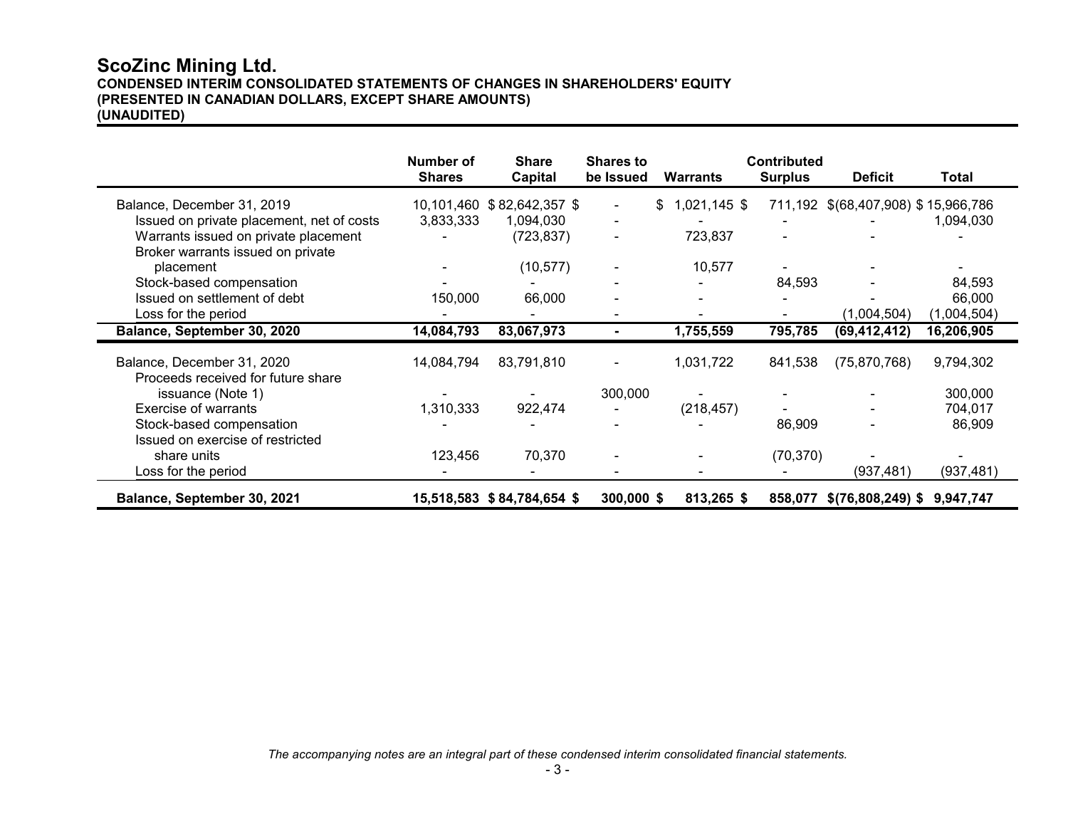# ScoZinc Mining Ltd.

**CONDENSED INTERIM CONSOLIDATED STATEMENTS OF CHANGES IN SHAREHOLDERS' EQUITY**
**(PRESENTED IN CANADIAN DOLLARS, EXCEPT SHARE AMOUNTS)**
**(UNAUDITED)**

| | Number of Shares | Share Capital | Shares to be Issued | Warrants | Contributed Surplus | Deficit | Total |
|---|---|---|---|---|---|---|---|
| Balance, December 31, 2019 | 10,101,460 | $ 82,642,357 | $ - | $ 1,021,145 | $ 711,192 | $(68,407,908) | $ 15,966,786 |
| Issued on private placement, net of costs | 3,833,333 | 1,094,030 | - | - | - | - | 1,094,030 |
| Warrants issued on private placement | - | (723,837) | - | 723,837 | - | - | - |
| Broker warrants issued on private placement | - | (10,577) | - | 10,577 | - | - | - |
| Stock-based compensation | - | - | - | - | 84,593 | - | 84,593 |
| Issued on settlement of debt | 150,000 | 66,000 | - | - | - | - | 66,000 |
| Loss for the period | - | - | - | - | - | (1,004,504) | (1,004,504) |
| **Balance, September 30, 2020** | **14,084,793** | **83,067,973** | **-** | **1,755,559** | **795,785** | **(69,412,412)** | **16,206,905** |
| Balance, December 31, 2020 | 14,084,794 | 83,791,810 | - | 1,031,722 | 841,538 | (75,870,768) | 9,794,302 |
| Proceeds received for future share issuance (Note 1) | - | - | 300,000 | - | - | - | 300,000 |
| Exercise of warrants | 1,310,333 | 922,474 | - | (218,457) | - | - | 704,017 |
| Stock-based compensation | - | - | - | - | 86,909 | - | 86,909 |
| Issued on exercise of restricted share units | 123,456 | 70,370 | - | - | (70,370) | - | - |
| Loss for the period | - | - | - | - | - | (937,481) | (937,481) |
| **Balance, September 30, 2021** | **15,518,583** | **$ 84,784,654** | **$ 300,000** | **$ 813,265** | **$ 858,077** | **$(76,808,249)** | **$ 9,947,747** |

*The accompanying notes are an integral part of these condensed interim consolidated financial statements.*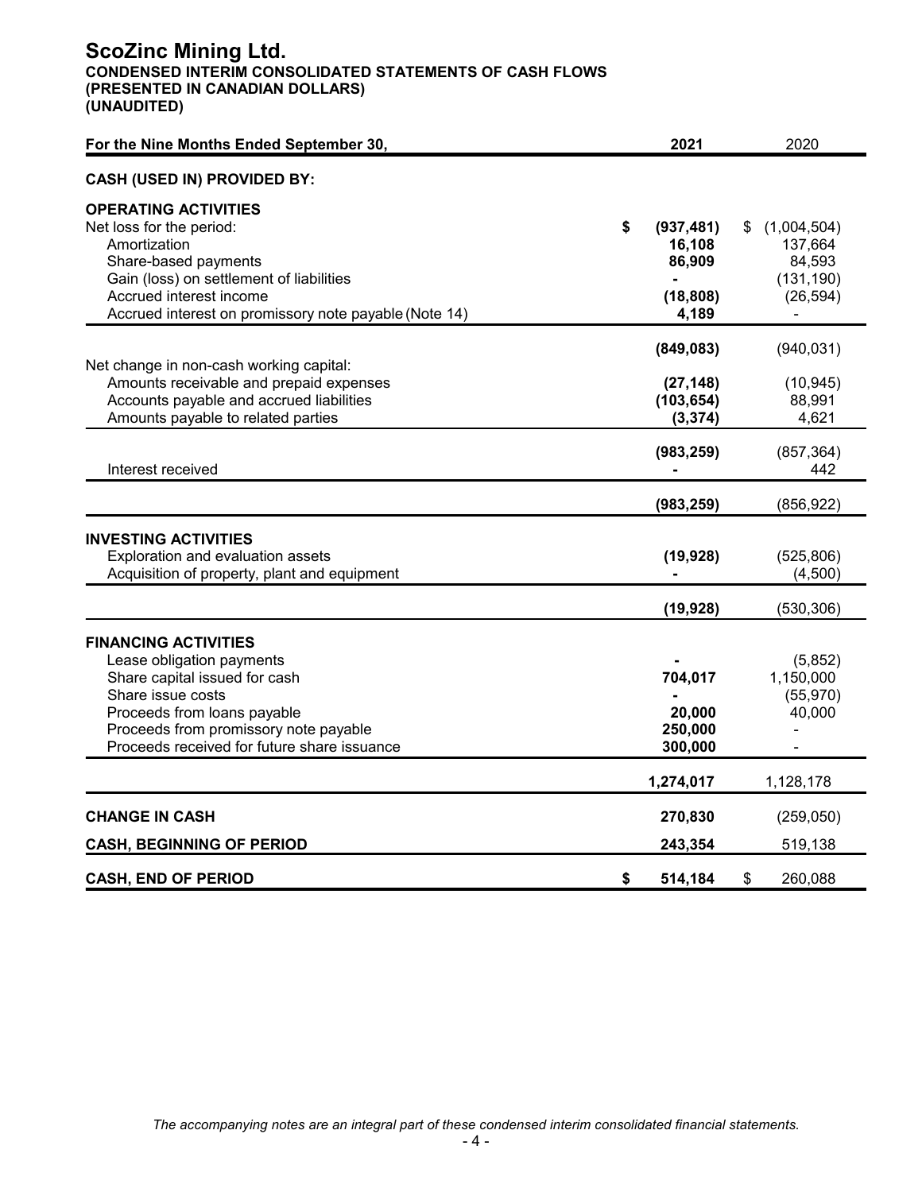# ScoZinc Mining Ltd.

**CONDENSED INTERIM CONSOLIDATED STATEMENTS OF CASH FLOWS**
**(PRESENTED IN CANADIAN DOLLARS)**
**(UNAUDITED)**

| For the Nine Months Ended September 30, | 2021 | 2020 |
|---|---|---|
| **CASH (USED IN) PROVIDED BY:** | | |
| **OPERATING ACTIVITIES** | | |
| Net loss for the period: | **$ (937,481)** | $ (1,004,504) |
| Amortization | **16,108** | 137,664 |
| Share-based payments | **86,909** | 84,593 |
| Gain (loss) on settlement of liabilities | **-** | (131,190) |
| Accrued interest income | **(18,808)** | (26,594) |
| Accrued interest on promissory note payable (Note 14) | **4,189** | - |
| | **(849,083)** | (940,031) |
| Net change in non-cash working capital: | | |
| Amounts receivable and prepaid expenses | **(27,148)** | (10,945) |
| Accounts payable and accrued liabilities | **(103,654)** | 88,991 |
| Amounts payable to related parties | **(3,374)** | 4,621 |
| | **(983,259)** | (857,364) |
| Interest received | **-** | 442 |
| | **(983,259)** | (856,922) |
| **INVESTING ACTIVITIES** | | |
| Exploration and evaluation assets | **(19,928)** | (525,806) |
| Acquisition of property, plant and equipment | **-** | (4,500) |
| | **(19,928)** | (530,306) |
| **FINANCING ACTIVITIES** | | |
| Lease obligation payments | **-** | (5,852) |
| Share capital issued for cash | **704,017** | 1,150,000 |
| Share issue costs | **-** | (55,970) |
| Proceeds from loans payable | **20,000** | 40,000 |
| Proceeds from promissory note payable | **250,000** | - |
| Proceeds received for future share issuance | **300,000** | - |
| | **1,274,017** | 1,128,178 |
| **CHANGE IN CASH** | **270,830** | (259,050) |
| **CASH, BEGINNING OF PERIOD** | **243,354** | 519,138 |
| **CASH, END OF PERIOD** | **$ 514,184** | $ 260,088 |

*The accompanying notes are an integral part of these condensed interim consolidated financial statements.*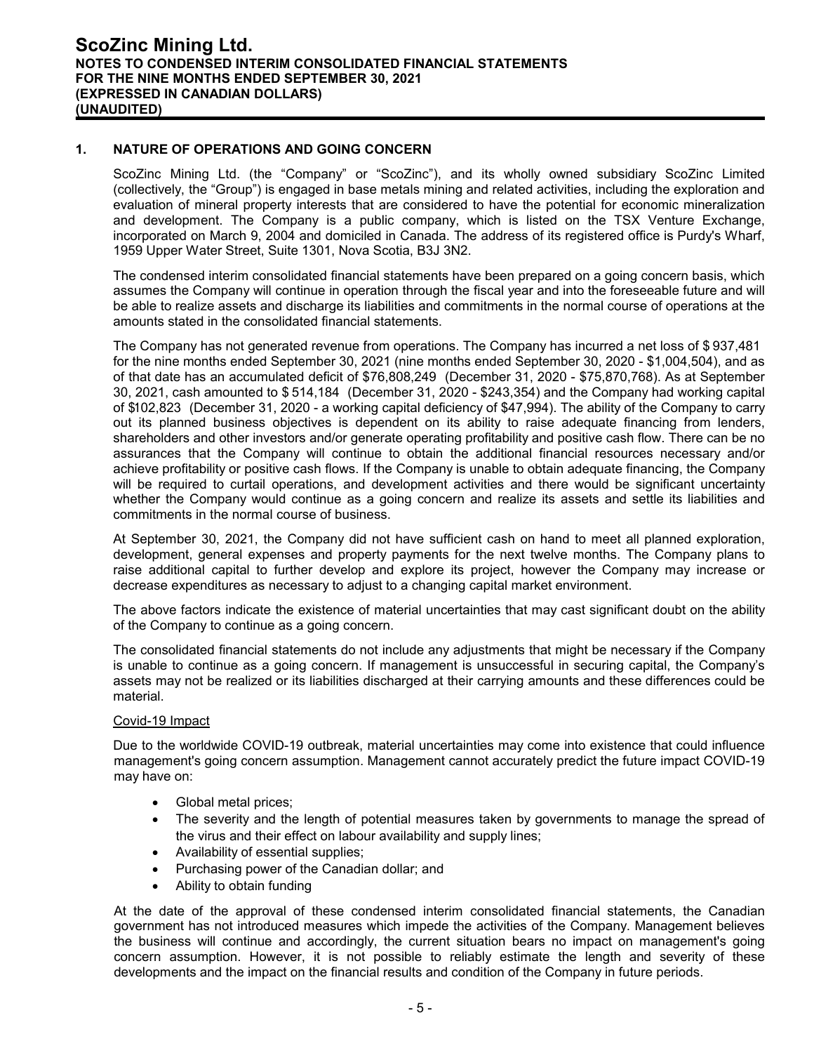## 1. NATURE OF OPERATIONS AND GOING CONCERN

ScoZinc Mining Ltd. (the "Company" or "ScoZinc"), and its wholly owned subsidiary ScoZinc Limited (collectively, the "Group") is engaged in base metals mining and related activities, including the exploration and evaluation of mineral property interests that are considered to have the potential for economic mineralization and development. The Company is a public company, which is listed on the TSX Venture Exchange, incorporated on March 9, 2004 and domiciled in Canada. The address of its registered office is Purdy's Wharf, 1959 Upper Water Street, Suite 1301, Nova Scotia, B3J 3N2.

The condensed interim consolidated financial statements have been prepared on a going concern basis, which assumes the Company will continue in operation through the fiscal year and into the foreseeable future and will be able to realize assets and discharge its liabilities and commitments in the normal course of operations at the amounts stated in the consolidated financial statements.

The Company has not generated revenue from operations. The Company has incurred a net loss of $ 937,481 for the nine months ended September 30, 2021 (nine months ended September 30, 2020 - $1,004,504), and as of that date has an accumulated deficit of $76,808,249 (December 31, 2020 - $75,870,768). As at September 30, 2021, cash amounted to $ 514,184 (December 31, 2020 - $243,354) and the Company had working capital of $102,823 (December 31, 2020 - a working capital deficiency of $47,994). The ability of the Company to carry out its planned business objectives is dependent on its ability to raise adequate financing from lenders, shareholders and other investors and/or generate operating profitability and positive cash flow. There can be no assurances that the Company will continue to obtain the additional financial resources necessary and/or achieve profitability or positive cash flows. If the Company is unable to obtain adequate financing, the Company will be required to curtail operations, and development activities and there would be significant uncertainty whether the Company would continue as a going concern and realize its assets and settle its liabilities and commitments in the normal course of business.

At September 30, 2021, the Company did not have sufficient cash on hand to meet all planned exploration, development, general expenses and property payments for the next twelve months. The Company plans to raise additional capital to further develop and explore its project, however the Company may increase or decrease expenditures as necessary to adjust to a changing capital market environment.

The above factors indicate the existence of material uncertainties that may cast significant doubt on the ability of the Company to continue as a going concern.

The consolidated financial statements do not include any adjustments that might be necessary if the Company is unable to continue as a going concern. If management is unsuccessful in securing capital, the Company's assets may not be realized or its liabilities discharged at their carrying amounts and these differences could be material.

### Covid-19 Impact

Due to the worldwide COVID-19 outbreak, material uncertainties may come into existence that could influence management's going concern assumption. Management cannot accurately predict the future impact COVID-19 may have on:

- Global metal prices;
- The severity and the length of potential measures taken by governments to manage the spread of the virus and their effect on labour availability and supply lines;
- Availability of essential supplies;
- Purchasing power of the Canadian dollar; and
- Ability to obtain funding

At the date of the approval of these condensed interim consolidated financial statements, the Canadian government has not introduced measures which impede the activities of the Company. Management believes the business will continue and accordingly, the current situation bears no impact on management's going concern assumption. However, it is not possible to reliably estimate the length and severity of these developments and the impact on the financial results and condition of the Company in future periods.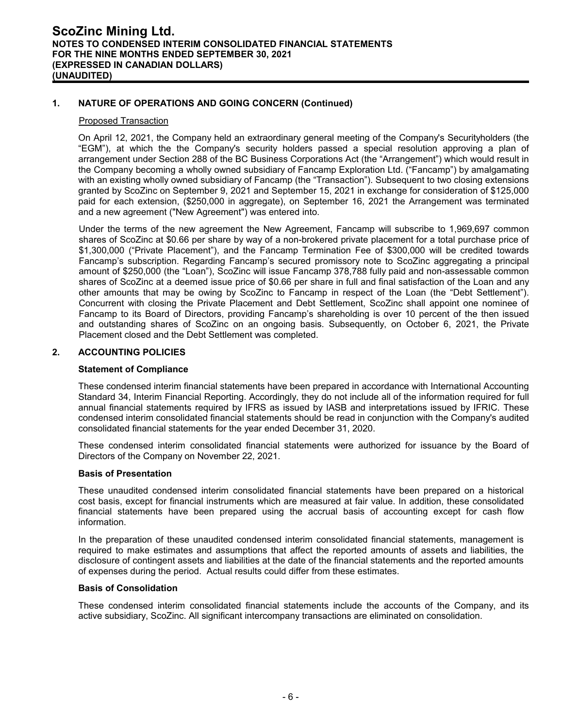## 1. NATURE OF OPERATIONS AND GOING CONCERN (Continued)

Proposed Transaction

On April 12, 2021, the Company held an extraordinary general meeting of the Company's Securityholders (the "EGM"), at which the the Company's security holders passed a special resolution approving a plan of arrangement under Section 288 of the BC Business Corporations Act (the "Arrangement") which would result in the Company becoming a wholly owned subsidiary of Fancamp Exploration Ltd. ("Fancamp") by amalgamating with an existing wholly owned subsidiary of Fancamp (the "Transaction"). Subsequent to two closing extensions granted by ScoZinc on September 9, 2021 and September 15, 2021 in exchange for consideration of $125,000 paid for each extension, ($250,000 in aggregate), on September 16, 2021 the Arrangement was terminated and a new agreement ("New Agreement") was entered into.

Under the terms of the new agreement the New Agreement, Fancamp will subscribe to 1,969,697 common shares of ScoZinc at $0.66 per share by way of a non-brokered private placement for a total purchase price of $1,300,000 ("Private Placement"), and the Fancamp Termination Fee of $300,000 will be credited towards Fancamp's subscription. Regarding Fancamp's secured promissory note to ScoZinc aggregating a principal amount of $250,000 (the "Loan"), ScoZinc will issue Fancamp 378,788 fully paid and non-assessable common shares of ScoZinc at a deemed issue price of $0.66 per share in full and final satisfaction of the Loan and any other amounts that may be owing by ScoZinc to Fancamp in respect of the Loan (the "Debt Settlement"). Concurrent with closing the Private Placement and Debt Settlement, ScoZinc shall appoint one nominee of Fancamp to its Board of Directors, providing Fancamp's shareholding is over 10 percent of the then issued and outstanding shares of ScoZinc on an ongoing basis. Subsequently, on October 6, 2021, the Private Placement closed and the Debt Settlement was completed.

## 2. ACCOUNTING POLICIES

### Statement of Compliance

These condensed interim financial statements have been prepared in accordance with International Accounting Standard 34, Interim Financial Reporting. Accordingly, they do not include all of the information required for full annual financial statements required by IFRS as issued by IASB and interpretations issued by IFRIC. These condensed interim consolidated financial statements should be read in conjunction with the Company's audited consolidated financial statements for the year ended December 31, 2020.

These condensed interim consolidated financial statements were authorized for issuance by the Board of Directors of the Company on November 22, 2021.

### Basis of Presentation

These unaudited condensed interim consolidated financial statements have been prepared on a historical cost basis, except for financial instruments which are measured at fair value. In addition, these consolidated financial statements have been prepared using the accrual basis of accounting except for cash flow information.

In the preparation of these unaudited condensed interim consolidated financial statements, management is required to make estimates and assumptions that affect the reported amounts of assets and liabilities, the disclosure of contingent assets and liabilities at the date of the financial statements and the reported amounts of expenses during the period. Actual results could differ from these estimates.

### Basis of Consolidation

These condensed interim consolidated financial statements include the accounts of the Company, and its active subsidiary, ScoZinc. All significant intercompany transactions are eliminated on consolidation.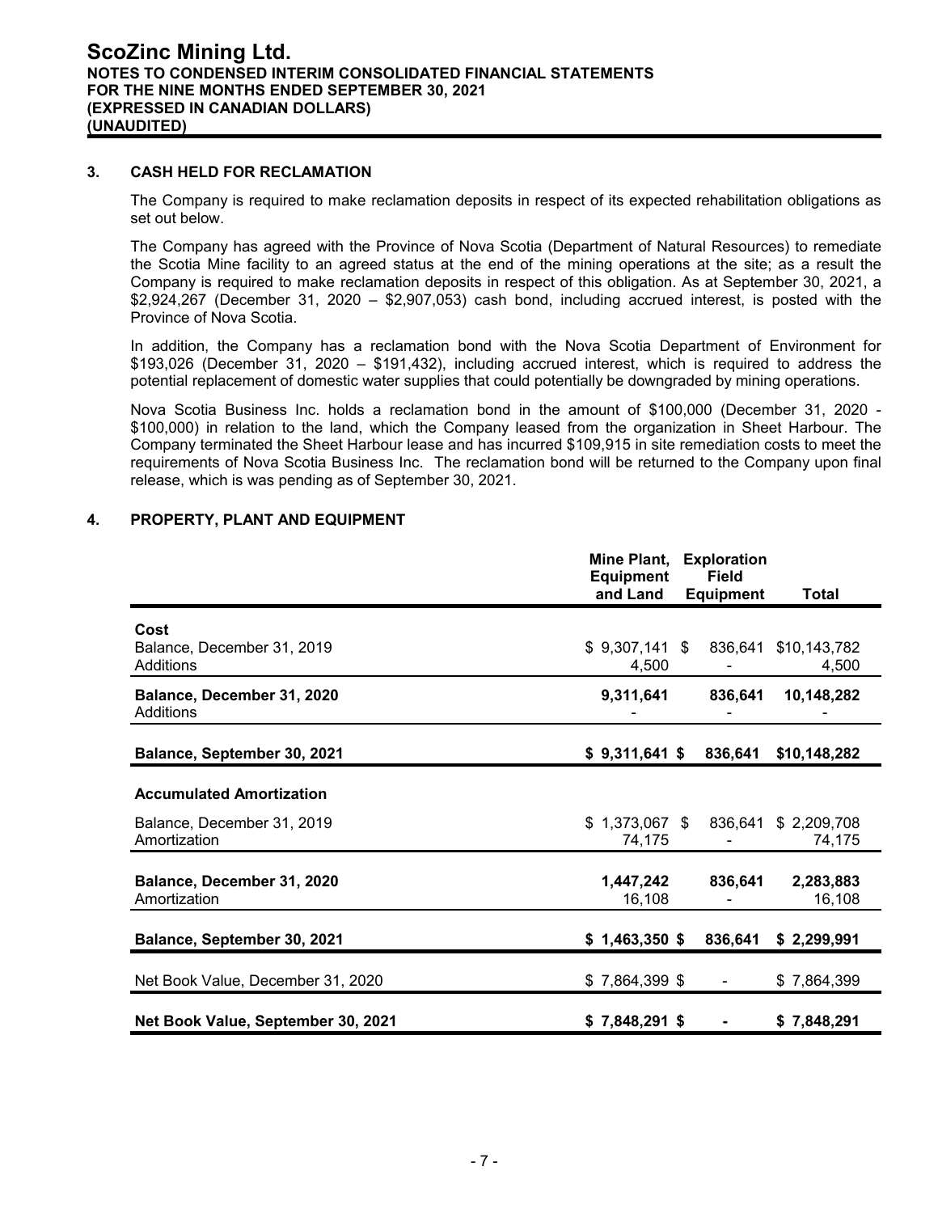## 3. CASH HELD FOR RECLAMATION

The Company is required to make reclamation deposits in respect of its expected rehabilitation obligations as set out below.

The Company has agreed with the Province of Nova Scotia (Department of Natural Resources) to remediate the Scotia Mine facility to an agreed status at the end of the mining operations at the site; as a result the Company is required to make reclamation deposits in respect of this obligation. As at September 30, 2021, a $2,924,267 (December 31, 2020 – $2,907,053) cash bond, including accrued interest, is posted with the Province of Nova Scotia.

In addition, the Company has a reclamation bond with the Nova Scotia Department of Environment for $193,026 (December 31, 2020 – $191,432), including accrued interest, which is required to address the potential replacement of domestic water supplies that could potentially be downgraded by mining operations.

Nova Scotia Business Inc. holds a reclamation bond in the amount of $100,000 (December 31, 2020 - $100,000) in relation to the land, which the Company leased from the organization in Sheet Harbour. The Company terminated the Sheet Harbour lease and has incurred $109,915 in site remediation costs to meet the requirements of Nova Scotia Business Inc. The reclamation bond will be returned to the Company upon final release, which is was pending as of September 30, 2021.

## 4. PROPERTY, PLANT AND EQUIPMENT

| | Mine Plant, Equipment and Land | Exploration Field Equipment | Total |
|---|---|---|---|
| **Cost** | | | |
| Balance, December 31, 2019 | $ 9,307,141 | $ 836,641 | $10,143,782 |
| Additions | 4,500 | - | 4,500 |
| **Balance, December 31, 2020** | **9,311,641** | **836,641** | **10,148,282** |
| Additions | - | - | - |
| **Balance, September 30, 2021** | **$ 9,311,641** | **$ 836,641** | **$10,148,282** |
| **Accumulated Amortization** | | | |
| Balance, December 31, 2019 | $ 1,373,067 | $ 836,641 | $ 2,209,708 |
| Amortization | 74,175 | - | 74,175 |
| **Balance, December 31, 2020** | **1,447,242** | **836,641** | **2,283,883** |
| Amortization | 16,108 | - | 16,108 |
| **Balance, September 30, 2021** | **$ 1,463,350** | **$ 836,641** | **$ 2,299,991** |
| Net Book Value, December 31, 2020 | $ 7,864,399 | $ - | $ 7,864,399 |
| **Net Book Value, September 30, 2021** | **$ 7,848,291** | **$ -** | **$ 7,848,291** |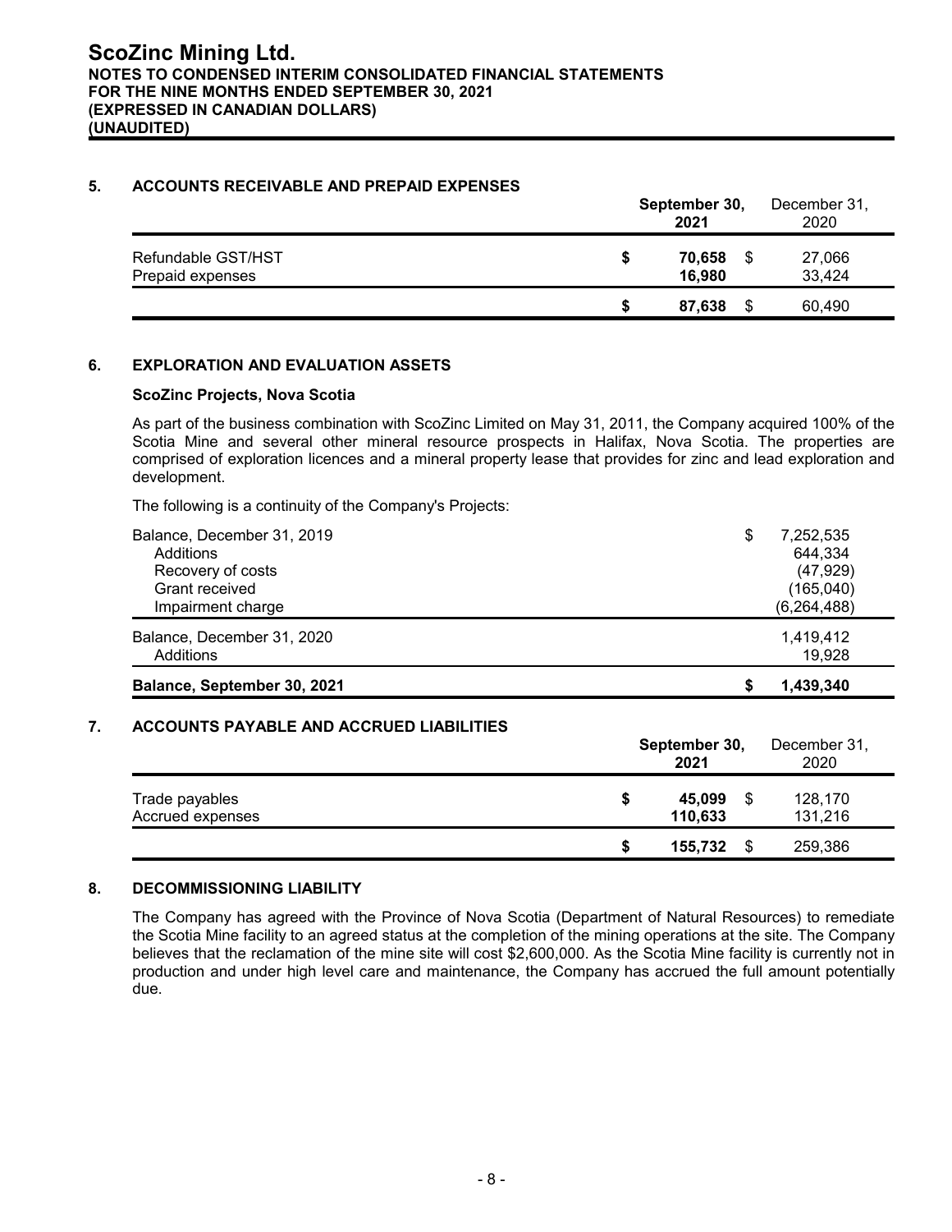## 5. ACCOUNTS RECEIVABLE AND PREPAID EXPENSES

| | September 30, 2021 | December 31, 2020 |
|---|---|---|
| Refundable GST/HST | **$ 70,658** | $ 27,066 |
| Prepaid expenses | **16,980** | 33,424 |
| | **$ 87,638** | $ 60,490 |

## 6. EXPLORATION AND EVALUATION ASSETS

### ScoZinc Projects, Nova Scotia

As part of the business combination with ScoZinc Limited on May 31, 2011, the Company acquired 100% of the Scotia Mine and several other mineral resource prospects in Halifax, Nova Scotia. The properties are comprised of exploration licences and a mineral property lease that provides for zinc and lead exploration and development.

The following is a continuity of the Company's Projects:

| | |
|---|---|
| Balance, December 31, 2019 | $ 7,252,535 |
| Additions | 644,334 |
| Recovery of costs | (47,929) |
| Grant received | (165,040) |
| Impairment charge | (6,264,488) |
| Balance, December 31, 2020 | 1,419,412 |
| Additions | 19,928 |
| **Balance, September 30, 2021** | **$ 1,439,340** |

## 7. ACCOUNTS PAYABLE AND ACCRUED LIABILITIES

| | September 30, 2021 | December 31, 2020 |
|---|---|---|
| Trade payables | **$ 45,099** | $ 128,170 |
| Accrued expenses | **110,633** | 131,216 |
| | **$ 155,732** | $ 259,386 |

## 8. DECOMMISSIONING LIABILITY

The Company has agreed with the Province of Nova Scotia (Department of Natural Resources) to remediate the Scotia Mine facility to an agreed status at the completion of the mining operations at the site. The Company believes that the reclamation of the mine site will cost $2,600,000. As the Scotia Mine facility is currently not in production and under high level care and maintenance, the Company has accrued the full amount potentially due.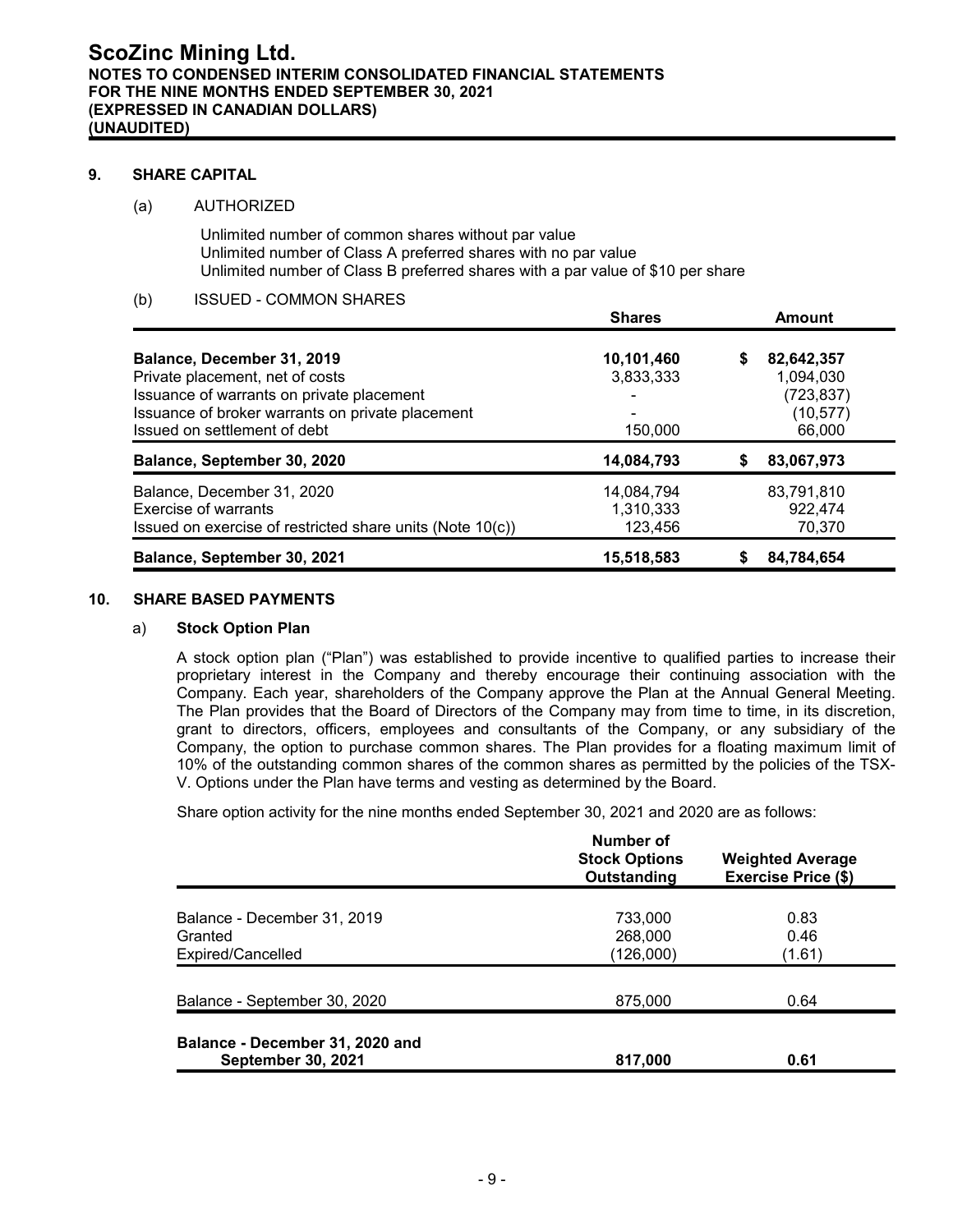# ScoZinc Mining Ltd.

**NOTES TO CONDENSED INTERIM CONSOLIDATED FINANCIAL STATEMENTS**
**FOR THE NINE MONTHS ENDED SEPTEMBER 30, 2021**
**(EXPRESSED IN CANADIAN DOLLARS)**
**(UNAUDITED)**

## 9. SHARE CAPITAL

### (a) AUTHORIZED

Unlimited number of common shares without par value
Unlimited number of Class A preferred shares with no par value
Unlimited number of Class B preferred shares with a par value of $10 per share

### (b) ISSUED - COMMON SHARES

| | Shares | Amount |
|---|---|---|
| **Balance, December 31, 2019** | **10,101,460** | **$ 82,642,357** |
| Private placement, net of costs | 3,833,333 | 1,094,030 |
| Issuance of warrants on private placement | - | (723,837) |
| Issuance of broker warrants on private placement | - | (10,577) |
| Issued on settlement of debt | 150,000 | 66,000 |
| **Balance, September 30, 2020** | **14,084,793** | **$ 83,067,973** |
| Balance, December 31, 2020 | 14,084,794 | 83,791,810 |
| Exercise of warrants | 1,310,333 | 922,474 |
| Issued on exercise of restricted share units (Note 10(c)) | 123,456 | 70,370 |
| **Balance, September 30, 2021** | **15,518,583** | **$ 84,784,654** |

## 10. SHARE BASED PAYMENTS

### a) Stock Option Plan

A stock option plan ("Plan") was established to provide incentive to qualified parties to increase their proprietary interest in the Company and thereby encourage their continuing association with the Company. Each year, shareholders of the Company approve the Plan at the Annual General Meeting. The Plan provides that the Board of Directors of the Company may from time to time, in its discretion, grant to directors, officers, employees and consultants of the Company, or any subsidiary of the Company, the option to purchase common shares. The Plan provides for a floating maximum limit of 10% of the outstanding common shares of the common shares as permitted by the policies of the TSX-V. Options under the Plan have terms and vesting as determined by the Board.

Share option activity for the nine months ended September 30, 2021 and 2020 are as follows:

| | Number of Stock Options Outstanding | Weighted Average Exercise Price ($) |
|---|---|---|
| Balance - December 31, 2019 | 733,000 | 0.83 |
| Granted | 268,000 | 0.46 |
| Expired/Cancelled | (126,000) | (1.61) |
| Balance - September 30, 2020 | 875,000 | 0.64 |
| **Balance - December 31, 2020 and September 30, 2021** | **817,000** | **0.61** |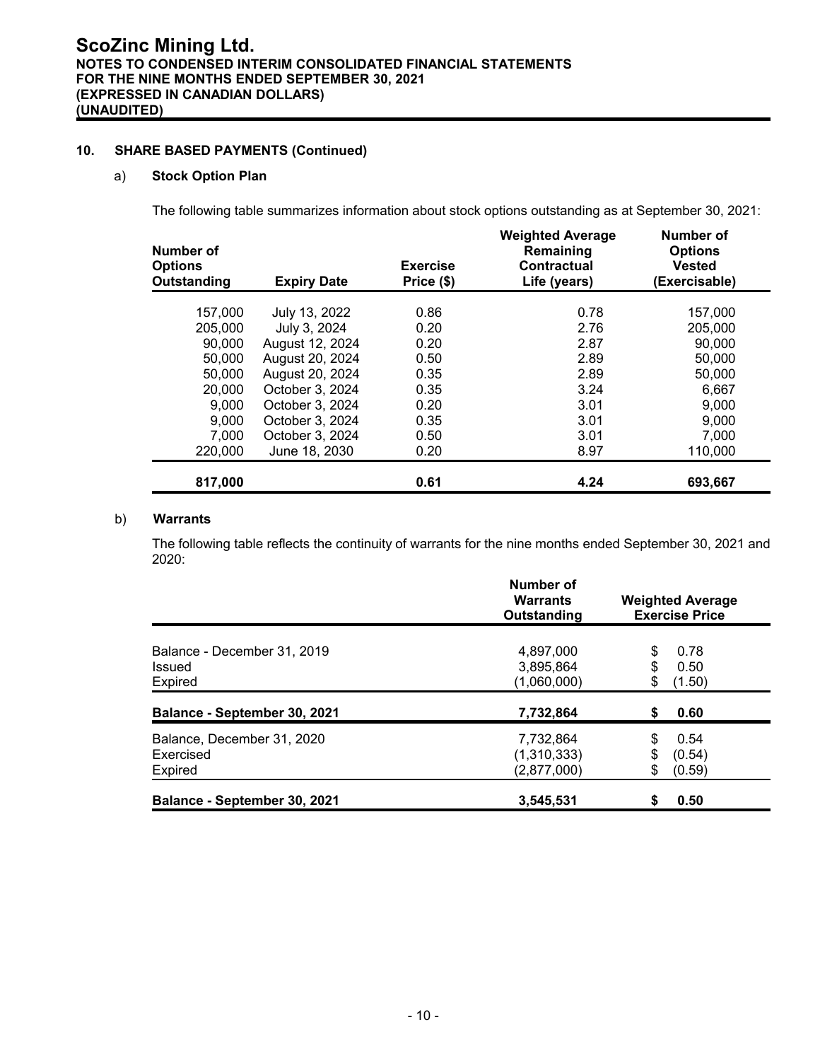## 10. SHARE BASED PAYMENTS (Continued)

### a) Stock Option Plan

The following table summarizes information about stock options outstanding as at September 30, 2021:

| Number of Options Outstanding | Expiry Date | Exercise Price ($) | Weighted Average Remaining Contractual Life (years) | Number of Options Vested (Exercisable) |
|---|---|---|---|---|
| 157,000 | July 13, 2022 | 0.86 | 0.78 | 157,000 |
| 205,000 | July 3, 2024 | 0.20 | 2.76 | 205,000 |
| 90,000 | August 12, 2024 | 0.20 | 2.87 | 90,000 |
| 50,000 | August 20, 2024 | 0.50 | 2.89 | 50,000 |
| 50,000 | August 20, 2024 | 0.35 | 2.89 | 50,000 |
| 20,000 | October 3, 2024 | 0.35 | 3.24 | 6,667 |
| 9,000 | October 3, 2024 | 0.20 | 3.01 | 9,000 |
| 9,000 | October 3, 2024 | 0.35 | 3.01 | 9,000 |
| 7,000 | October 3, 2024 | 0.50 | 3.01 | 7,000 |
| 220,000 | June 18, 2030 | 0.20 | 8.97 | 110,000 |
| **817,000** | | **0.61** | **4.24** | **693,667** |

### b) Warrants

The following table reflects the continuity of warrants for the nine months ended September 30, 2021 and 2020:

| | Number of Warrants Outstanding | Weighted Average Exercise Price |
|---|---|---|
| Balance - December 31, 2019 | 4,897,000 | $ 0.78 |
| Issued | 3,895,864 | $ 0.50 |
| Expired | (1,060,000) | $ (1.50) |
| **Balance - September 30, 2021** | **7,732,864** | **$ 0.60** |
| Balance, December 31, 2020 | 7,732,864 | $ 0.54 |
| Exercised | (1,310,333) | $ (0.54) |
| Expired | (2,877,000) | $ (0.59) |
| **Balance - September 30, 2021** | **3,545,531** | **$ 0.50** |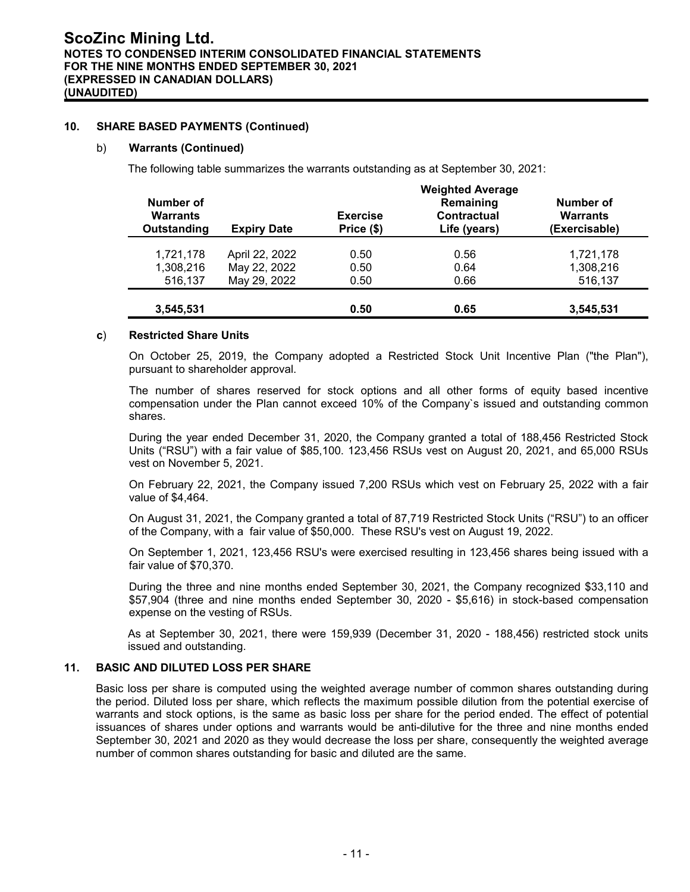## 10. SHARE BASED PAYMENTS (Continued)

### b) Warrants (Continued)

The following table summarizes the warrants outstanding as at September 30, 2021:

| Number of Warrants Outstanding | Expiry Date | Exercise Price ($) | Weighted Average Remaining Contractual Life (years) | Number of Warrants (Exercisable) |
|---|---|---|---|---|
| 1,721,178 | April 22, 2022 | 0.50 | 0.56 | 1,721,178 |
| 1,308,216 | May 22, 2022 | 0.50 | 0.64 | 1,308,216 |
| 516,137 | May 29, 2022 | 0.50 | 0.66 | 516,137 |
| **3,545,531** | | **0.50** | **0.65** | **3,545,531** |

### c) Restricted Share Units

On October 25, 2019, the Company adopted a Restricted Stock Unit Incentive Plan ("the Plan"), pursuant to shareholder approval.

The number of shares reserved for stock options and all other forms of equity based incentive compensation under the Plan cannot exceed 10% of the Company`s issued and outstanding common shares.

During the year ended December 31, 2020, the Company granted a total of 188,456 Restricted Stock Units ("RSU") with a fair value of $85,100. 123,456 RSUs vest on August 20, 2021, and 65,000 RSUs vest on November 5, 2021.

On February 22, 2021, the Company issued 7,200 RSUs which vest on February 25, 2022 with a fair value of $4,464.

On August 31, 2021, the Company granted a total of 87,719 Restricted Stock Units ("RSU") to an officer of the Company, with a fair value of $50,000. These RSU's vest on August 19, 2022.

On September 1, 2021, 123,456 RSU's were exercised resulting in 123,456 shares being issued with a fair value of $70,370.

During the three and nine months ended September 30, 2021, the Company recognized $33,110 and $57,904 (three and nine months ended September 30, 2020 - $5,616) in stock-based compensation expense on the vesting of RSUs.

As at September 30, 2021, there were 159,939 (December 31, 2020 - 188,456) restricted stock units issued and outstanding.

## 11. BASIC AND DILUTED LOSS PER SHARE

Basic loss per share is computed using the weighted average number of common shares outstanding during the period. Diluted loss per share, which reflects the maximum possible dilution from the potential exercise of warrants and stock options, is the same as basic loss per share for the period ended. The effect of potential issuances of shares under options and warrants would be anti-dilutive for the three and nine months ended September 30, 2021 and 2020 as they would decrease the loss per share, consequently the weighted average number of common shares outstanding for basic and diluted are the same.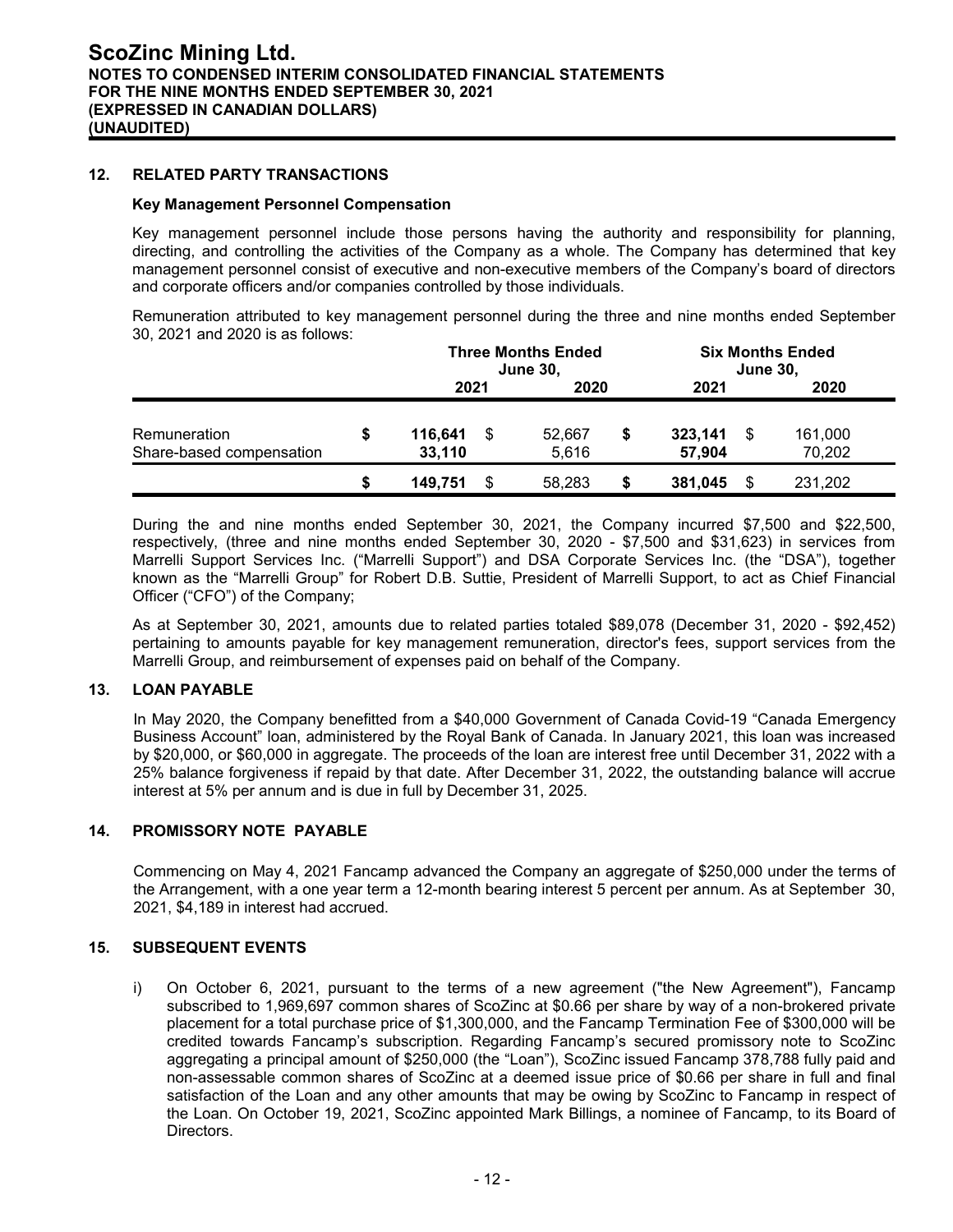## 12. RELATED PARTY TRANSACTIONS

### Key Management Personnel Compensation

Key management personnel include those persons having the authority and responsibility for planning, directing, and controlling the activities of the Company as a whole. The Company has determined that key management personnel consist of executive and non-executive members of the Company's board of directors and corporate officers and/or companies controlled by those individuals.

Remuneration attributed to key management personnel during the three and nine months ended September 30, 2021 and 2020 is as follows:

| | Three Months Ended June 30, | | Six Months Ended June 30, | |
|---|---|---|---|---|
| | 2021 | 2020 | 2021 | 2020 |
| Remuneration | $ **116,641** | $ 52,667 | $ **323,141** | $ 161,000 |
| Share-based compensation | **33,110** | 5,616 | **57,904** | 70,202 |
| | $ **149,751** | $ 58,283 | $ **381,045** | $ 231,202 |

During the and nine months ended September 30, 2021, the Company incurred $7,500 and $22,500, respectively, (three and nine months ended September 30, 2020 - $7,500 and $31,623) in services from Marrelli Support Services Inc. ("Marrelli Support") and DSA Corporate Services Inc. (the "DSA"), together known as the "Marrelli Group" for Robert D.B. Suttie, President of Marrelli Support, to act as Chief Financial Officer ("CFO") of the Company;

As at September 30, 2021, amounts due to related parties totaled $89,078 (December 31, 2020 - $92,452) pertaining to amounts payable for key management remuneration, director's fees, support services from the Marrelli Group, and reimbursement of expenses paid on behalf of the Company.

## 13. LOAN PAYABLE

In May 2020, the Company benefitted from a $40,000 Government of Canada Covid-19 "Canada Emergency Business Account" loan, administered by the Royal Bank of Canada. In January 2021, this loan was increased by $20,000, or $60,000 in aggregate. The proceeds of the loan are interest free until December 31, 2022 with a 25% balance forgiveness if repaid by that date. After December 31, 2022, the outstanding balance will accrue interest at 5% per annum and is due in full by December 31, 2025.

## 14. PROMISSORY NOTE PAYABLE

Commencing on May 4, 2021 Fancamp advanced the Company an aggregate of $250,000 under the terms of the Arrangement, with a one year term a 12-month bearing interest 5 percent per annum. As at September 30, 2021, $4,189 in interest had accrued.

## 15. SUBSEQUENT EVENTS

i) On October 6, 2021, pursuant to the terms of a new agreement ("the New Agreement"), Fancamp subscribed to 1,969,697 common shares of ScoZinc at $0.66 per share by way of a non-brokered private placement for a total purchase price of $1,300,000, and the Fancamp Termination Fee of $300,000 will be credited towards Fancamp's subscription. Regarding Fancamp's secured promissory note to ScoZinc aggregating a principal amount of $250,000 (the "Loan"), ScoZinc issued Fancamp 378,788 fully paid and non-assessable common shares of ScoZinc at a deemed issue price of $0.66 per share in full and final satisfaction of the Loan and any other amounts that may be owing by ScoZinc to Fancamp in respect of the Loan. On October 19, 2021, ScoZinc appointed Mark Billings, a nominee of Fancamp, to its Board of Directors.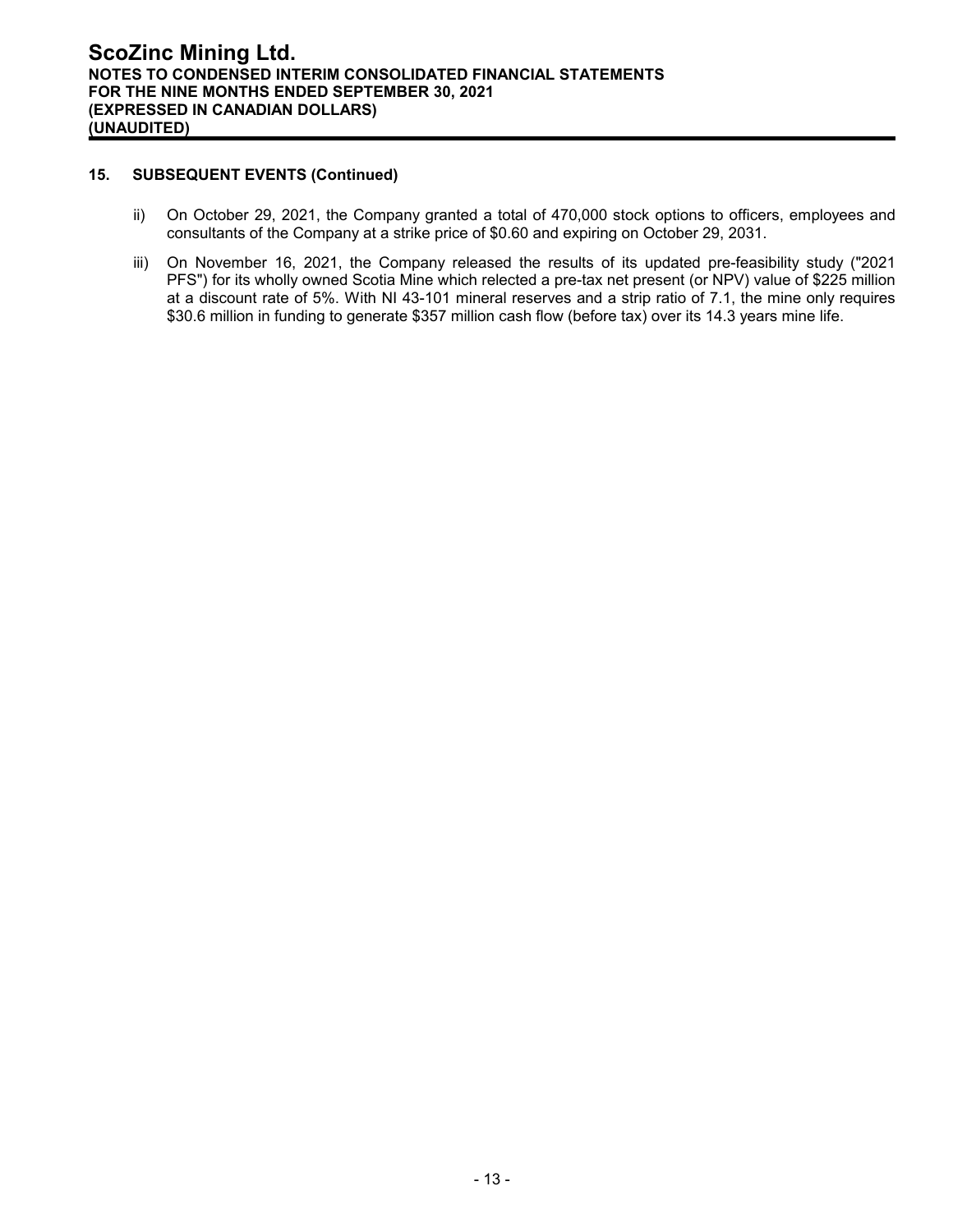## 15. SUBSEQUENT EVENTS (Continued)

ii) On October 29, 2021, the Company granted a total of 470,000 stock options to officers, employees and consultants of the Company at a strike price of $0.60 and expiring on October 29, 2031.

iii) On November 16, 2021, the Company released the results of its updated pre-feasibility study ("2021 PFS") for its wholly owned Scotia Mine which relected a pre-tax net present (or NPV) value of $225 million at a discount rate of 5%. With NI 43-101 mineral reserves and a strip ratio of 7.1, the mine only requires $30.6 million in funding to generate $357 million cash flow (before tax) over its 14.3 years mine life.